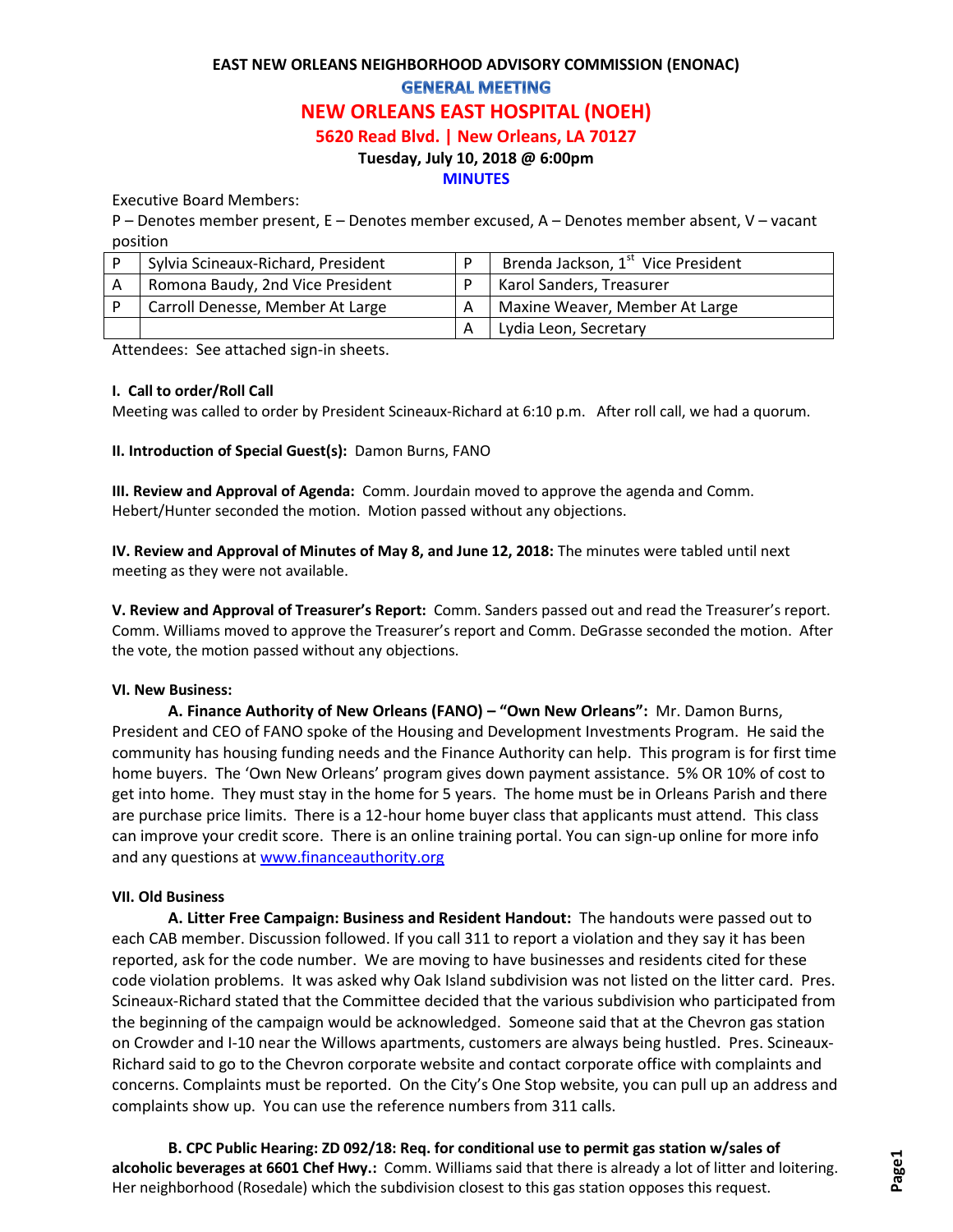**EAST NEW ORLEANS NEIGHBORHOOD ADVISORY COMMISSION (ENONAC)**

**GENERAL MEETING**

# NEW ORLEANS EAST HOSPITAL (NOEH)

**5620 Read Blvd. | New Orleans, LA 70127**

**Tuesday, July 10, 2018 @ 6:00pm**

**MINUTES**

Executive Board Members:

P – Denotes member present, E – Denotes member excused, A – Denotes member absent, V – vacant position

| | | | |
|---|---|---|---|
| P | Sylvia Scineaux-Richard, President | P | Brenda Jackson, 1st Vice President |
| A | Romona Baudy, 2nd Vice President | P | Karol Sanders, Treasurer |
| P | Carroll Denesse, Member At Large | A | Maxine Weaver, Member At Large |
| | | A | Lydia Leon, Secretary |

Attendees: See attached sign-in sheets.

**I. Call to order/Roll Call**

Meeting was called to order by President Scineaux-Richard at 6:10 p.m. After roll call, we had a quorum.

**II. Introduction of Special Guest(s):** Damon Burns, FANO

**III. Review and Approval of Agenda:** Comm. Jourdain moved to approve the agenda and Comm. Hebert/Hunter seconded the motion. Motion passed without any objections.

**IV. Review and Approval of Minutes of May 8, and June 12, 2018:** The minutes were tabled until next meeting as they were not available.

**V. Review and Approval of Treasurer's Report:** Comm. Sanders passed out and read the Treasurer's report. Comm. Williams moved to approve the Treasurer's report and Comm. DeGrasse seconded the motion. After the vote, the motion passed without any objections.

**VI. New Business:**

**A. Finance Authority of New Orleans (FANO) – "Own New Orleans":** Mr. Damon Burns, President and CEO of FANO spoke of the Housing and Development Investments Program. He said the community has housing funding needs and the Finance Authority can help. This program is for first time home buyers. The 'Own New Orleans' program gives down payment assistance. 5% OR 10% of cost to get into home. They must stay in the home for 5 years. The home must be in Orleans Parish and there are purchase price limits. There is a 12-hour home buyer class that applicants must attend. This class can improve your credit score. There is an online training portal. You can sign-up online for more info and any questions at www.financeauthority.org

**VII. Old Business**

**A. Litter Free Campaign: Business and Resident Handout:** The handouts were passed out to each CAB member. Discussion followed. If you call 311 to report a violation and they say it has been reported, ask for the code number. We are moving to have businesses and residents cited for these code violation problems. It was asked why Oak Island subdivision was not listed on the litter card. Pres. Scineaux-Richard stated that the Committee decided that the various subdivision who participated from the beginning of the campaign would be acknowledged. Someone said that at the Chevron gas station on Crowder and I-10 near the Willows apartments, customers are always being hustled. Pres. Scineaux-Richard said to go to the Chevron corporate website and contact corporate office with complaints and concerns. Complaints must be reported. On the City's One Stop website, you can pull up an address and complaints show up. You can use the reference numbers from 311 calls.

**B. CPC Public Hearing: ZD 092/18: Req. for conditional use to permit gas station w/sales of alcoholic beverages at 6601 Chef Hwy.:** Comm. Williams said that there is already a lot of litter and loitering. Her neighborhood (Rosedale) which the subdivision closest to this gas station opposes this request.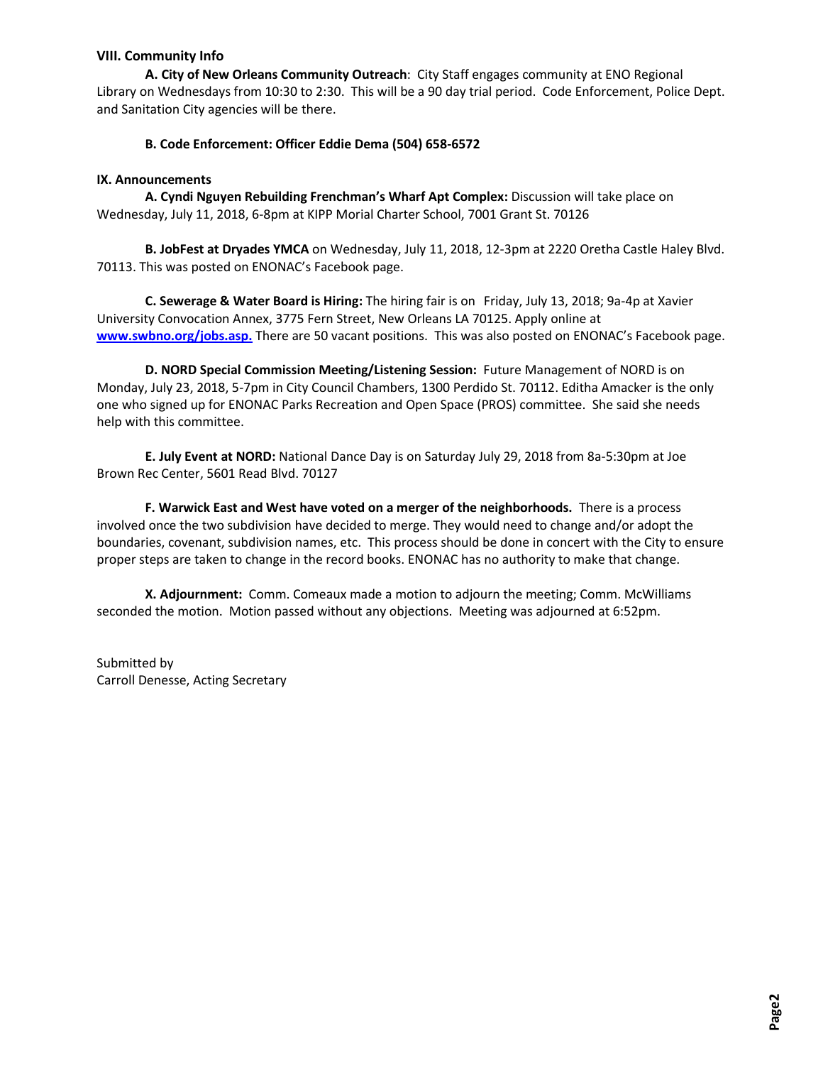**VIII. Community Info**

**A. City of New Orleans Community Outreach**: City Staff engages community at ENO Regional Library on Wednesdays from 10:30 to 2:30. This will be a 90 day trial period. Code Enforcement, Police Dept. and Sanitation City agencies will be there.

**B. Code Enforcement: Officer Eddie Dema (504) 658-6572**

**IX. Announcements**

**A. Cyndi Nguyen Rebuilding Frenchman's Wharf Apt Complex:** Discussion will take place on Wednesday, July 11, 2018, 6-8pm at KIPP Morial Charter School, 7001 Grant St. 70126

**B. JobFest at Dryades YMCA** on Wednesday, July 11, 2018, 12-3pm at 2220 Oretha Castle Haley Blvd. 70113. This was posted on ENONAC's Facebook page.

**C. Sewerage & Water Board is Hiring:** The hiring fair is on Friday, July 13, 2018; 9a-4p at Xavier University Convocation Annex, 3775 Fern Street, New Orleans LA 70125. Apply online at **www.swbno.org/jobs.asp.** There are 50 vacant positions. This was also posted on ENONAC's Facebook page.

**D. NORD Special Commission Meeting/Listening Session:** Future Management of NORD is on Monday, July 23, 2018, 5-7pm in City Council Chambers, 1300 Perdido St. 70112. Editha Amacker is the only one who signed up for ENONAC Parks Recreation and Open Space (PROS) committee. She said she needs help with this committee.

**E. July Event at NORD:** National Dance Day is on Saturday July 29, 2018 from 8a-5:30pm at Joe Brown Rec Center, 5601 Read Blvd. 70127

**F. Warwick East and West have voted on a merger of the neighborhoods.** There is a process involved once the two subdivision have decided to merge. They would need to change and/or adopt the boundaries, covenant, subdivision names, etc. This process should be done in concert with the City to ensure proper steps are taken to change in the record books. ENONAC has no authority to make that change.

**X. Adjournment:** Comm. Comeaux made a motion to adjourn the meeting; Comm. McWilliams seconded the motion. Motion passed without any objections. Meeting was adjourned at 6:52pm.

Submitted by
Carroll Denesse, Acting Secretary